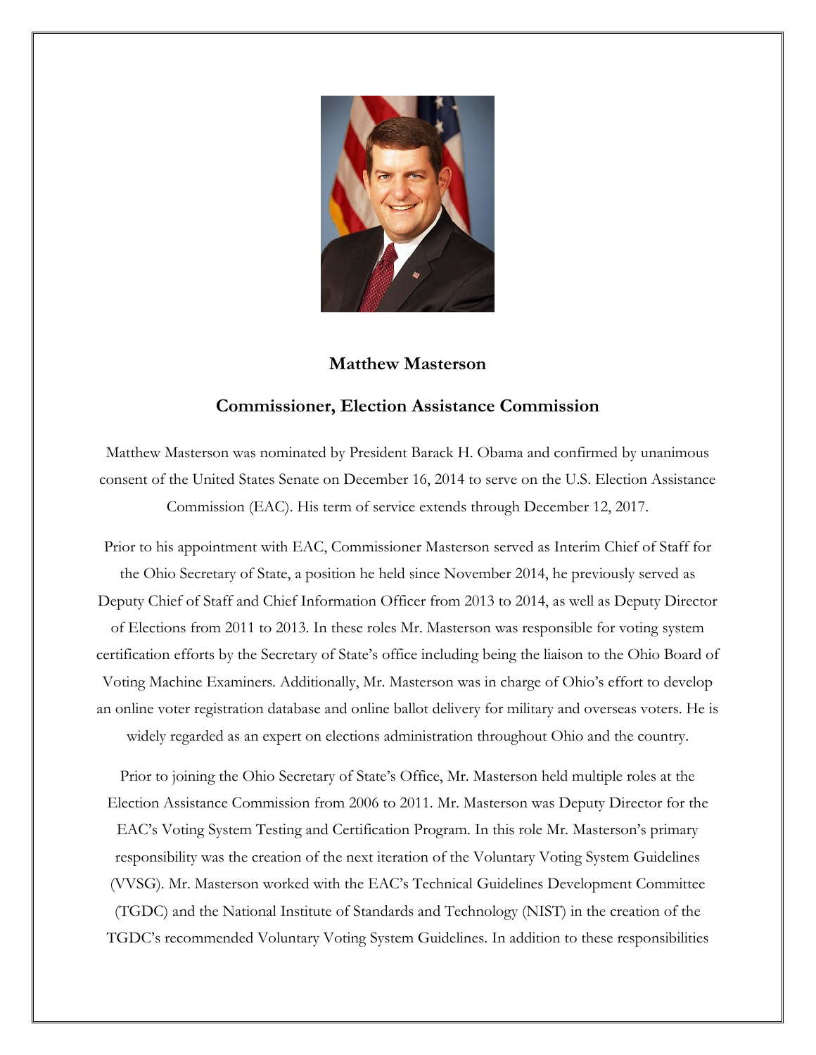**Matthew Masterson**

**Commissioner, Election Assistance Commission**

Matthew Masterson was nominated by President Barack H. Obama and confirmed by unanimous consent of the United States Senate on December 16, 2014 to serve on the U.S. Election Assistance Commission (EAC). His term of service extends through December 12, 2017.

Prior to his appointment with EAC, Commissioner Masterson served as Interim Chief of Staff for the Ohio Secretary of State, a position he held since November 2014, he previously served as Deputy Chief of Staff and Chief Information Officer from 2013 to 2014, as well as Deputy Director of Elections from 2011 to 2013. In these roles Mr. Masterson was responsible for voting system certification efforts by the Secretary of State's office including being the liaison to the Ohio Board of Voting Machine Examiners. Additionally, Mr. Masterson was in charge of Ohio's effort to develop an online voter registration database and online ballot delivery for military and overseas voters. He is widely regarded as an expert on elections administration throughout Ohio and the country.

Prior to joining the Ohio Secretary of State's Office, Mr. Masterson held multiple roles at the Election Assistance Commission from 2006 to 2011. Mr. Masterson was Deputy Director for the EAC's Voting System Testing and Certification Program. In this role Mr. Masterson's primary responsibility was the creation of the next iteration of the Voluntary Voting System Guidelines (VVSG). Mr. Masterson worked with the EAC's Technical Guidelines Development Committee (TGDC) and the National Institute of Standards and Technology (NIST) in the creation of the TGDC's recommended Voluntary Voting System Guidelines. In addition to these responsibilities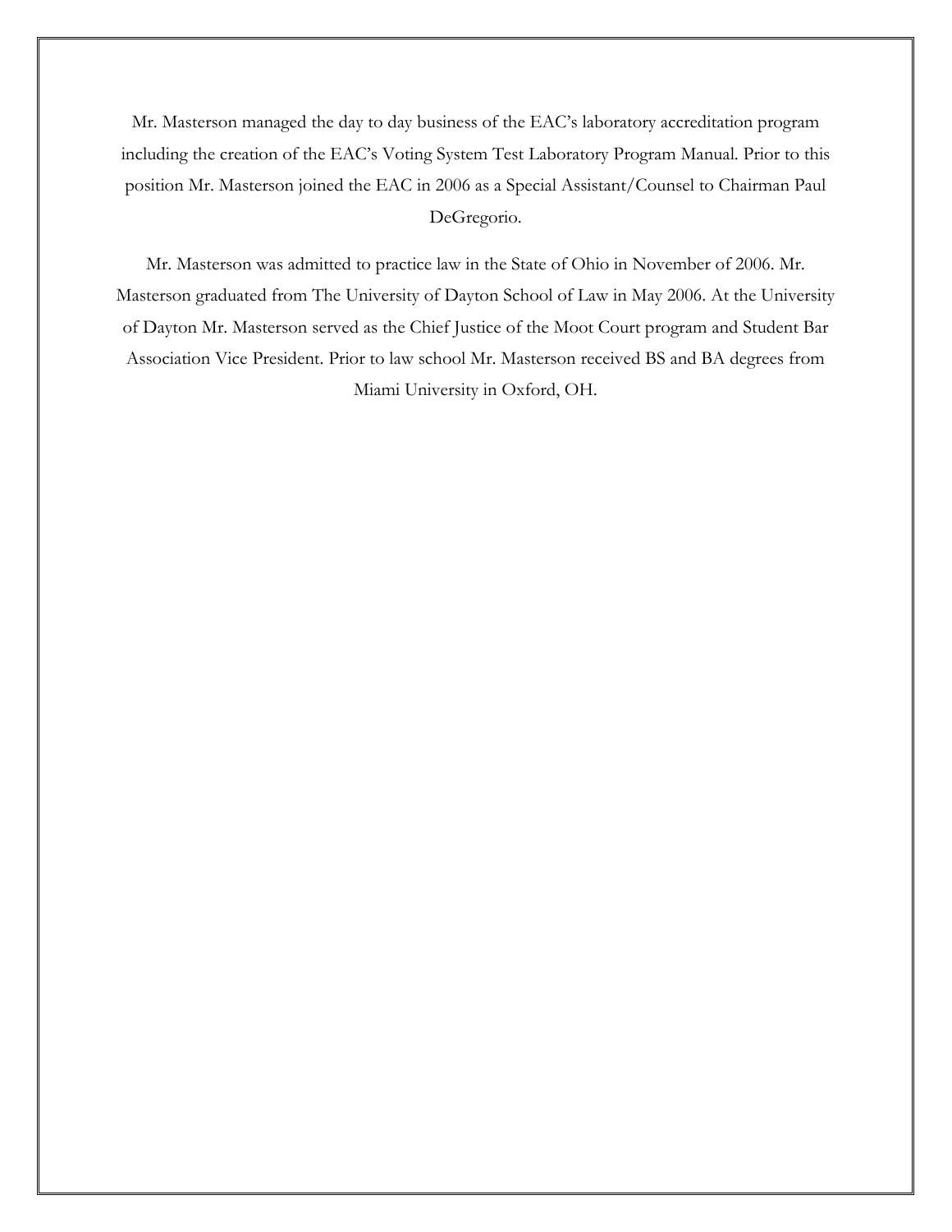Mr. Masterson managed the day to day business of the EAC's laboratory accreditation program including the creation of the EAC's Voting System Test Laboratory Program Manual. Prior to this position Mr. Masterson joined the EAC in 2006 as a Special Assistant/Counsel to Chairman Paul DeGregorio.

Mr. Masterson was admitted to practice law in the State of Ohio in November of 2006. Mr. Masterson graduated from The University of Dayton School of Law in May 2006. At the University of Dayton Mr. Masterson served as the Chief Justice of the Moot Court program and Student Bar Association Vice President. Prior to law school Mr. Masterson received BS and BA degrees from Miami University in Oxford, OH.